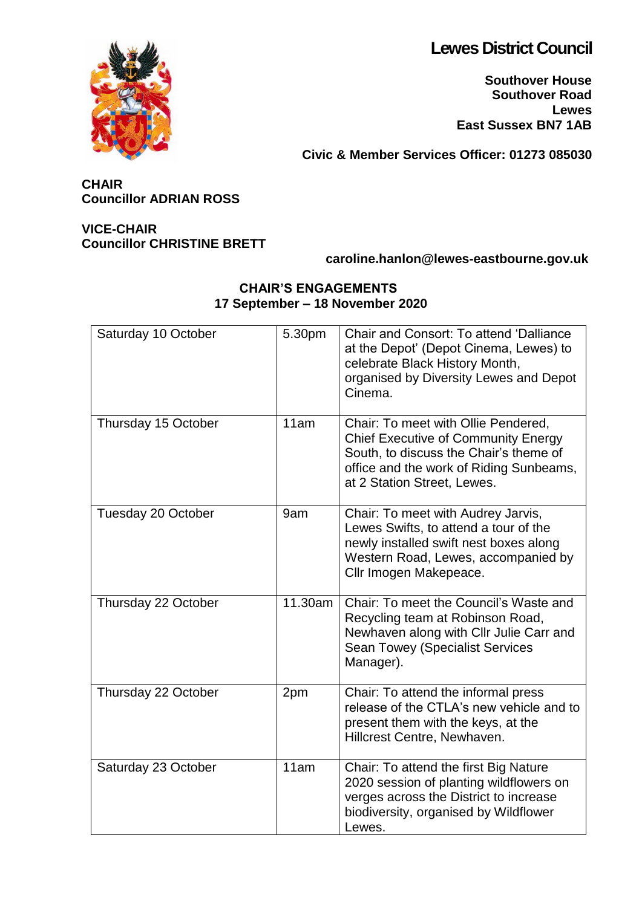# Lewes District Council

**Southover House**
**Southover Road**
**Lewes**
**East Sussex BN7 1AB**

**Civic & Member Services Officer: 01273 085030**

**CHAIR**
**Councillor ADRIAN ROSS**

**VICE-CHAIR**
**Councillor CHRISTINE BRETT**

**caroline.hanlon@lewes-eastbourne.gov.uk**

## CHAIR'S ENGAGEMENTS
## 17 September – 18 November 2020

| | | |
|---|---|---|
| Saturday 10 October | 5.30pm | Chair and Consort: To attend 'Dalliance at the Depot' (Depot Cinema, Lewes) to celebrate Black History Month, organised by Diversity Lewes and Depot Cinema. |
| Thursday 15 October | 11am | Chair: To meet with Ollie Pendered, Chief Executive of Community Energy South, to discuss the Chair's theme of office and the work of Riding Sunbeams, at 2 Station Street, Lewes. |
| Tuesday 20 October | 9am | Chair: To meet with Audrey Jarvis, Lewes Swifts, to attend a tour of the newly installed swift nest boxes along Western Road, Lewes, accompanied by Cllr Imogen Makepeace. |
| Thursday 22 October | 11.30am | Chair: To meet the Council's Waste and Recycling team at Robinson Road, Newhaven along with Cllr Julie Carr and Sean Towey (Specialist Services Manager). |
| Thursday 22 October | 2pm | Chair: To attend the informal press release of the CTLA's new vehicle and to present them with the keys, at the Hillcrest Centre, Newhaven. |
| Saturday 23 October | 11am | Chair: To attend the first Big Nature 2020 session of planting wildflowers on verges across the District to increase biodiversity, organised by Wildflower Lewes. |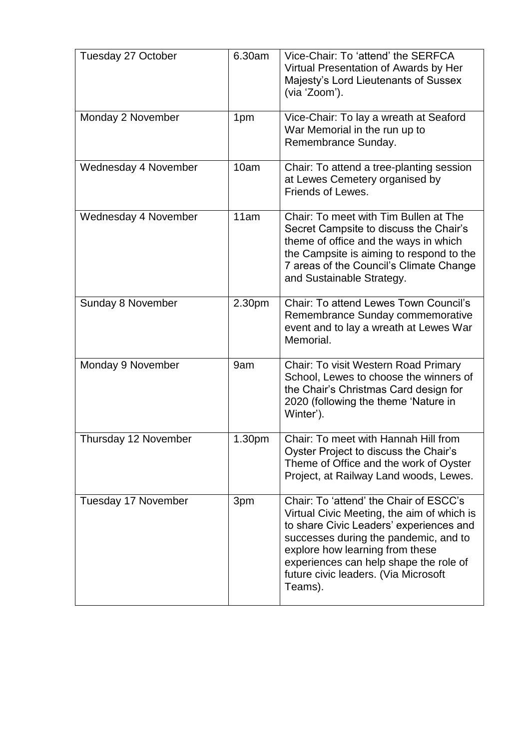| | | |
|---|---|---|
| Tuesday 27 October | 6.30am | Vice-Chair: To 'attend' the SERFCA Virtual Presentation of Awards by Her Majesty's Lord Lieutenants of Sussex (via 'Zoom'). |
| Monday 2 November | 1pm | Vice-Chair: To lay a wreath at Seaford War Memorial in the run up to Remembrance Sunday. |
| Wednesday 4 November | 10am | Chair: To attend a tree-planting session at Lewes Cemetery organised by Friends of Lewes. |
| Wednesday 4 November | 11am | Chair: To meet with Tim Bullen at The Secret Campsite to discuss the Chair's theme of office and the ways in which the Campsite is aiming to respond to the 7 areas of the Council's Climate Change and Sustainable Strategy. |
| Sunday 8 November | 2.30pm | Chair: To attend Lewes Town Council's Remembrance Sunday commemorative event and to lay a wreath at Lewes War Memorial. |
| Monday 9 November | 9am | Chair: To visit Western Road Primary School, Lewes to choose the winners of the Chair's Christmas Card design for 2020 (following the theme 'Nature in Winter'). |
| Thursday 12 November | 1.30pm | Chair: To meet with Hannah Hill from Oyster Project to discuss the Chair's Theme of Office and the work of Oyster Project, at Railway Land woods, Lewes. |
| Tuesday 17 November | 3pm | Chair: To 'attend' the Chair of ESCC's Virtual Civic Meeting, the aim of which is to share Civic Leaders' experiences and successes during the pandemic, and to explore how learning from these experiences can help shape the role of future civic leaders. (Via Microsoft Teams). |